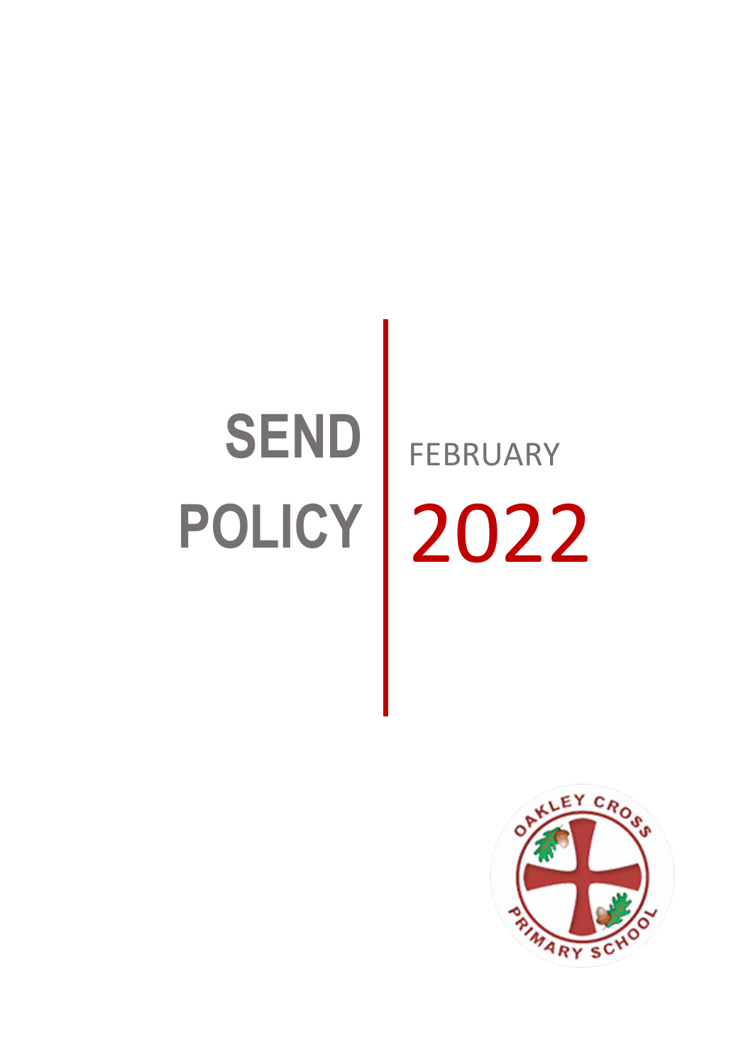# SEND POLICY

FEBRUARY

2022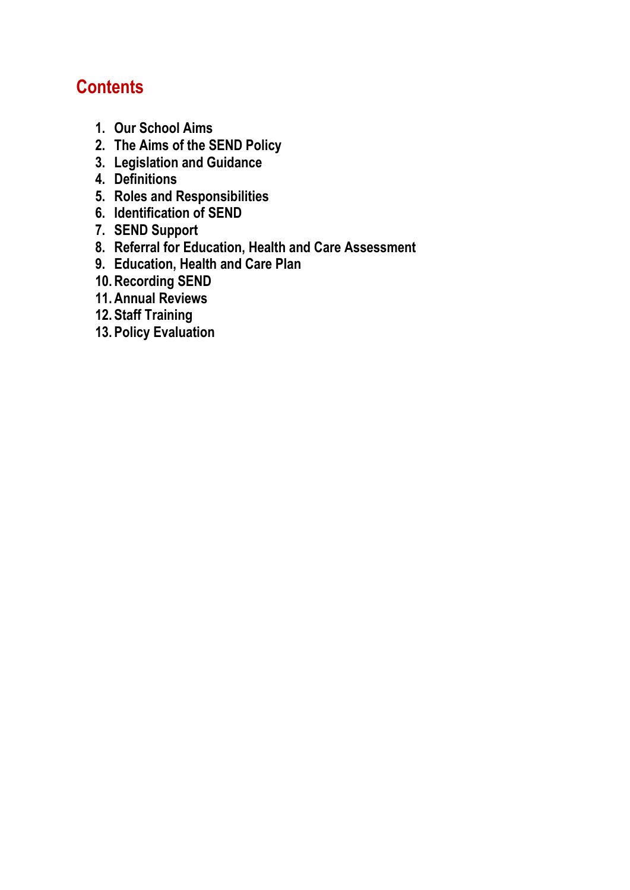## Contents

1. **Our School Aims**
2. **The Aims of the SEND Policy**
3. **Legislation and Guidance**
4. **Definitions**
5. **Roles and Responsibilities**
6. **Identification of SEND**
7. **SEND Support**
8. **Referral for Education, Health and Care Assessment**
9. **Education, Health and Care Plan**
10. **Recording SEND**
11. **Annual Reviews**
12. **Staff Training**
13. **Policy Evaluation**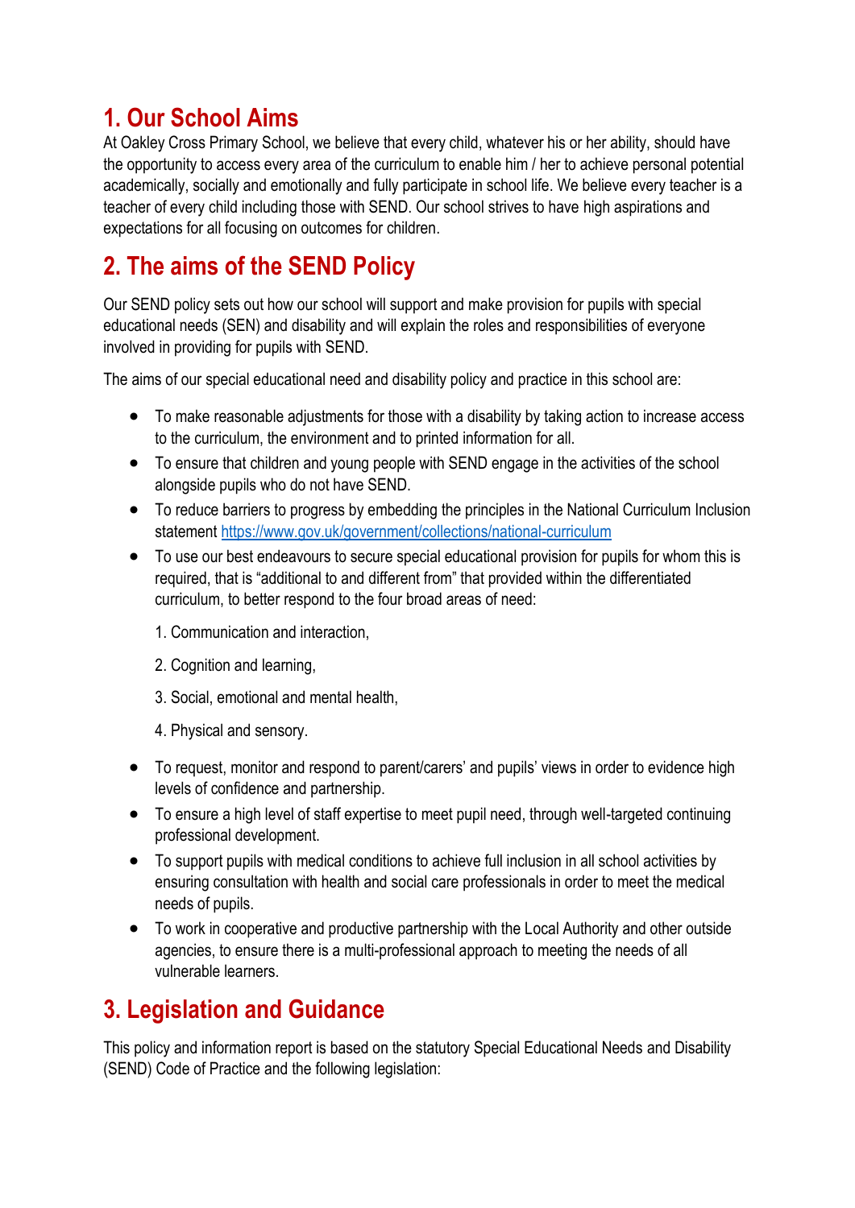## 1. Our School Aims

At Oakley Cross Primary School, we believe that every child, whatever his or her ability, should have the opportunity to access every area of the curriculum to enable him / her to achieve personal potential academically, socially and emotionally and fully participate in school life. We believe every teacher is a teacher of every child including those with SEND. Our school strives to have high aspirations and expectations for all focusing on outcomes for children.

## 2. The aims of the SEND Policy

Our SEND policy sets out how our school will support and make provision for pupils with special educational needs (SEN) and disability and will explain the roles and responsibilities of everyone involved in providing for pupils with SEND.

The aims of our special educational need and disability policy and practice in this school are:

- To make reasonable adjustments for those with a disability by taking action to increase access to the curriculum, the environment and to printed information for all.
- To ensure that children and young people with SEND engage in the activities of the school alongside pupils who do not have SEND.
- To reduce barriers to progress by embedding the principles in the National Curriculum Inclusion statement https://www.gov.uk/government/collections/national-curriculum
- To use our best endeavours to secure special educational provision for pupils for whom this is required, that is “additional to and different from” that provided within the differentiated curriculum, to better respond to the four broad areas of need:

  1. Communication and interaction,

  2. Cognition and learning,

  3. Social, emotional and mental health,

  4. Physical and sensory.

- To request, monitor and respond to parent/carers' and pupils' views in order to evidence high levels of confidence and partnership.
- To ensure a high level of staff expertise to meet pupil need, through well-targeted continuing professional development.
- To support pupils with medical conditions to achieve full inclusion in all school activities by ensuring consultation with health and social care professionals in order to meet the medical needs of pupils.
- To work in cooperative and productive partnership with the Local Authority and other outside agencies, to ensure there is a multi-professional approach to meeting the needs of all vulnerable learners.

## 3. Legislation and Guidance

This policy and information report is based on the statutory Special Educational Needs and Disability (SEND) Code of Practice and the following legislation: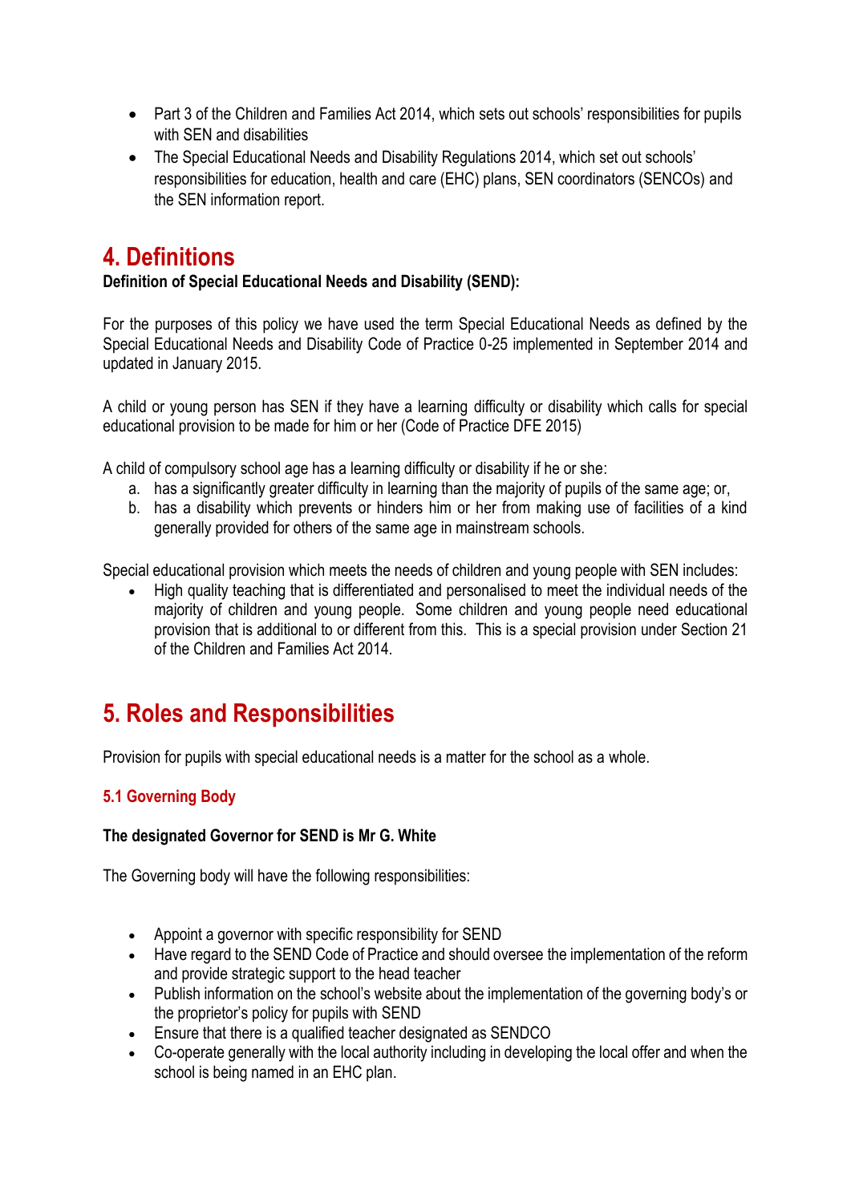- Part 3 of the Children and Families Act 2014, which sets out schools' responsibilities for pupils with SEN and disabilities
- The Special Educational Needs and Disability Regulations 2014, which set out schools' responsibilities for education, health and care (EHC) plans, SEN coordinators (SENCOs) and the SEN information report.

# 4. Definitions

**Definition of Special Educational Needs and Disability (SEND):**

For the purposes of this policy we have used the term Special Educational Needs as defined by the Special Educational Needs and Disability Code of Practice 0-25 implemented in September 2014 and updated in January 2015.

A child or young person has SEN if they have a learning difficulty or disability which calls for special educational provision to be made for him or her (Code of Practice DFE 2015)

A child of compulsory school age has a learning difficulty or disability if he or she:

a. has a significantly greater difficulty in learning than the majority of pupils of the same age; or,
b. has a disability which prevents or hinders him or her from making use of facilities of a kind generally provided for others of the same age in mainstream schools.

Special educational provision which meets the needs of children and young people with SEN includes:

- High quality teaching that is differentiated and personalised to meet the individual needs of the majority of children and young people. Some children and young people need educational provision that is additional to or different from this. This is a special provision under Section 21 of the Children and Families Act 2014.

# 5. Roles and Responsibilities

Provision for pupils with special educational needs is a matter for the school as a whole.

## 5.1 Governing Body

**The designated Governor for SEND is Mr G. White**

The Governing body will have the following responsibilities:

- Appoint a governor with specific responsibility for SEND
- Have regard to the SEND Code of Practice and should oversee the implementation of the reform and provide strategic support to the head teacher
- Publish information on the school's website about the implementation of the governing body's or the proprietor's policy for pupils with SEND
- Ensure that there is a qualified teacher designated as SENDCO
- Co-operate generally with the local authority including in developing the local offer and when the school is being named in an EHC plan.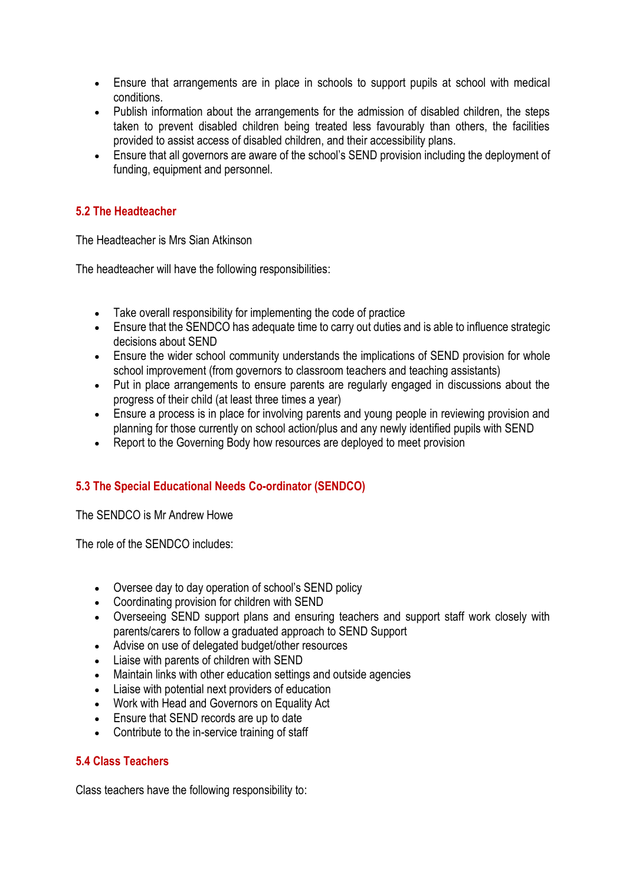- Ensure that arrangements are in place in schools to support pupils at school with medical conditions.
- Publish information about the arrangements for the admission of disabled children, the steps taken to prevent disabled children being treated less favourably than others, the facilities provided to assist access of disabled children, and their accessibility plans.
- Ensure that all governors are aware of the school's SEND provision including the deployment of funding, equipment and personnel.

### 5.2 The Headteacher

The Headteacher is Mrs Sian Atkinson

The headteacher will have the following responsibilities:

- Take overall responsibility for implementing the code of practice
- Ensure that the SENDCO has adequate time to carry out duties and is able to influence strategic decisions about SEND
- Ensure the wider school community understands the implications of SEND provision for whole school improvement (from governors to classroom teachers and teaching assistants)
- Put in place arrangements to ensure parents are regularly engaged in discussions about the progress of their child (at least three times a year)
- Ensure a process is in place for involving parents and young people in reviewing provision and planning for those currently on school action/plus and any newly identified pupils with SEND
- Report to the Governing Body how resources are deployed to meet provision

### 5.3 The Special Educational Needs Co-ordinator (SENDCO)

The SENDCO is Mr Andrew Howe

The role of the SENDCO includes:

- Oversee day to day operation of school's SEND policy
- Coordinating provision for children with SEND
- Overseeing SEND support plans and ensuring teachers and support staff work closely with parents/carers to follow a graduated approach to SEND Support
- Advise on use of delegated budget/other resources
- Liaise with parents of children with SEND
- Maintain links with other education settings and outside agencies
- Liaise with potential next providers of education
- Work with Head and Governors on Equality Act
- Ensure that SEND records are up to date
- Contribute to the in-service training of staff

### 5.4 Class Teachers

Class teachers have the following responsibility to: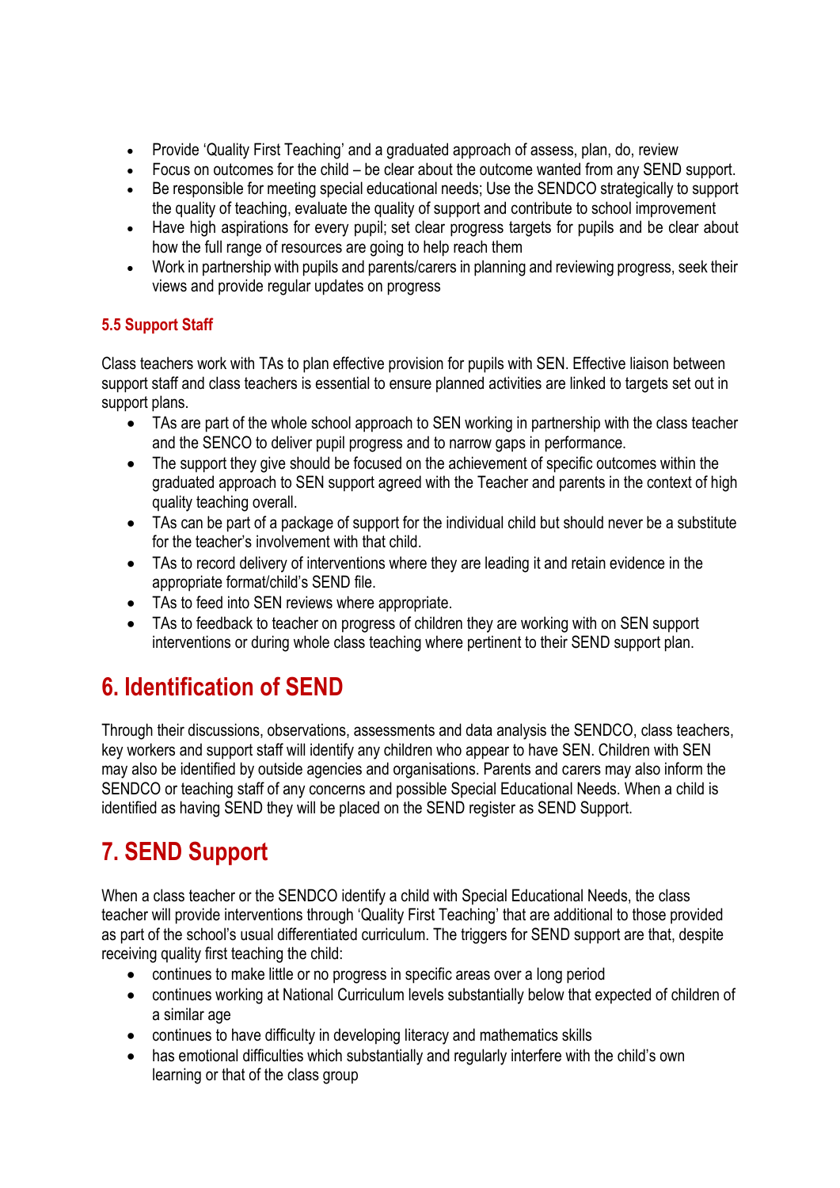- Provide 'Quality First Teaching' and a graduated approach of assess, plan, do, review
- Focus on outcomes for the child – be clear about the outcome wanted from any SEND support.
- Be responsible for meeting special educational needs; Use the SENDCO strategically to support the quality of teaching, evaluate the quality of support and contribute to school improvement
- Have high aspirations for every pupil; set clear progress targets for pupils and be clear about how the full range of resources are going to help reach them
- Work in partnership with pupils and parents/carers in planning and reviewing progress, seek their views and provide regular updates on progress

### 5.5 Support Staff

Class teachers work with TAs to plan effective provision for pupils with SEN. Effective liaison between support staff and class teachers is essential to ensure planned activities are linked to targets set out in support plans.

- TAs are part of the whole school approach to SEN working in partnership with the class teacher and the SENCO to deliver pupil progress and to narrow gaps in performance.
- The support they give should be focused on the achievement of specific outcomes within the graduated approach to SEN support agreed with the Teacher and parents in the context of high quality teaching overall.
- TAs can be part of a package of support for the individual child but should never be a substitute for the teacher's involvement with that child.
- TAs to record delivery of interventions where they are leading it and retain evidence in the appropriate format/child's SEND file.
- TAs to feed into SEN reviews where appropriate.
- TAs to feedback to teacher on progress of children they are working with on SEN support interventions or during whole class teaching where pertinent to their SEND support plan.

## 6. Identification of SEND

Through their discussions, observations, assessments and data analysis the SENDCO, class teachers, key workers and support staff will identify any children who appear to have SEN. Children with SEN may also be identified by outside agencies and organisations. Parents and carers may also inform the SENDCO or teaching staff of any concerns and possible Special Educational Needs. When a child is identified as having SEND they will be placed on the SEND register as SEND Support.

## 7. SEND Support

When a class teacher or the SENDCO identify a child with Special Educational Needs, the class teacher will provide interventions through 'Quality First Teaching' that are additional to those provided as part of the school's usual differentiated curriculum. The triggers for SEND support are that, despite receiving quality first teaching the child:

- continues to make little or no progress in specific areas over a long period
- continues working at National Curriculum levels substantially below that expected of children of a similar age
- continues to have difficulty in developing literacy and mathematics skills
- has emotional difficulties which substantially and regularly interfere with the child's own learning or that of the class group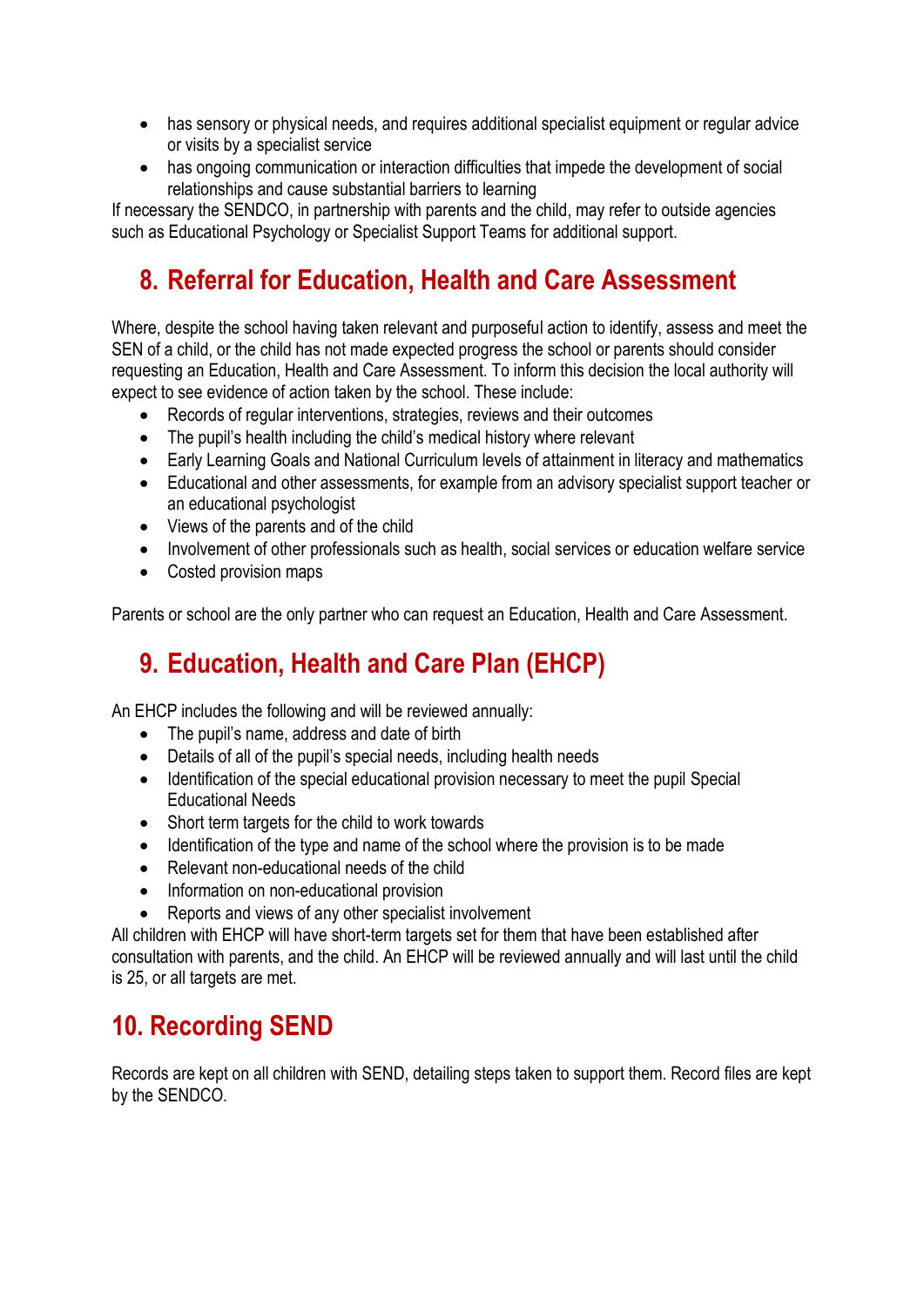- has sensory or physical needs, and requires additional specialist equipment or regular advice or visits by a specialist service
- has ongoing communication or interaction difficulties that impede the development of social relationships and cause substantial barriers to learning

If necessary the SENDCO, in partnership with parents and the child, may refer to outside agencies such as Educational Psychology or Specialist Support Teams for additional support.

## 8. Referral for Education, Health and Care Assessment

Where, despite the school having taken relevant and purposeful action to identify, assess and meet the SEN of a child, or the child has not made expected progress the school or parents should consider requesting an Education, Health and Care Assessment. To inform this decision the local authority will expect to see evidence of action taken by the school. These include:

- Records of regular interventions, strategies, reviews and their outcomes
- The pupil's health including the child's medical history where relevant
- Early Learning Goals and National Curriculum levels of attainment in literacy and mathematics
- Educational and other assessments, for example from an advisory specialist support teacher or an educational psychologist
- Views of the parents and of the child
- Involvement of other professionals such as health, social services or education welfare service
- Costed provision maps

Parents or school are the only partner who can request an Education, Health and Care Assessment.

## 9. Education, Health and Care Plan (EHCP)

An EHCP includes the following and will be reviewed annually:

- The pupil's name, address and date of birth
- Details of all of the pupil's special needs, including health needs
- Identification of the special educational provision necessary to meet the pupil Special Educational Needs
- Short term targets for the child to work towards
- Identification of the type and name of the school where the provision is to be made
- Relevant non-educational needs of the child
- Information on non-educational provision
- Reports and views of any other specialist involvement

All children with EHCP will have short-term targets set for them that have been established after consultation with parents, and the child. An EHCP will be reviewed annually and will last until the child is 25, or all targets are met.

## 10. Recording SEND

Records are kept on all children with SEND, detailing steps taken to support them. Record files are kept by the SENDCO.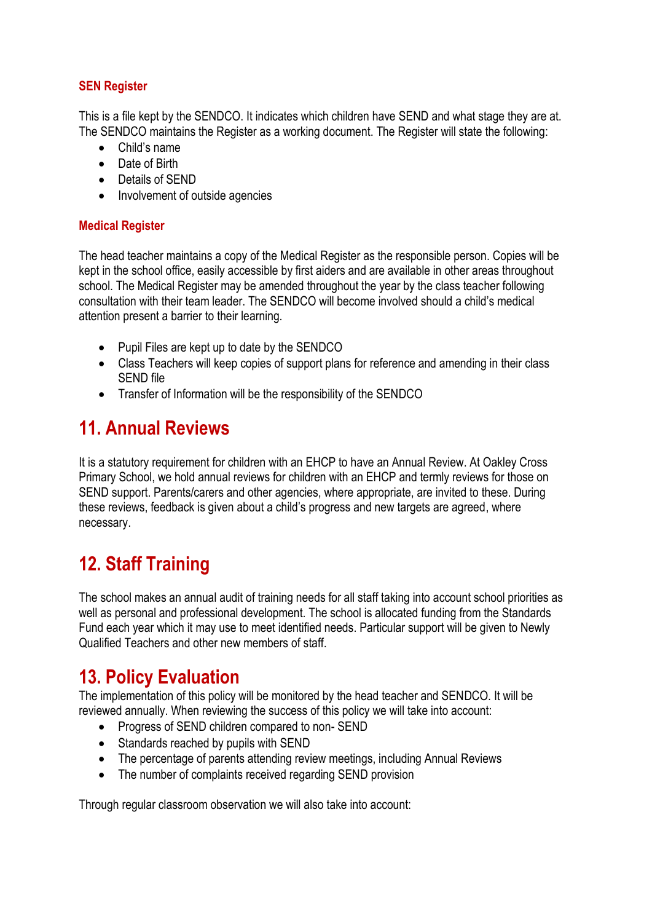### SEN Register

This is a file kept by the SENDCO. It indicates which children have SEND and what stage they are at. The SENDCO maintains the Register as a working document. The Register will state the following:

- Child's name
- Date of Birth
- Details of SEND
- Involvement of outside agencies

### Medical Register

The head teacher maintains a copy of the Medical Register as the responsible person. Copies will be kept in the school office, easily accessible by first aiders and are available in other areas throughout school. The Medical Register may be amended throughout the year by the class teacher following consultation with their team leader. The SENDCO will become involved should a child's medical attention present a barrier to their learning.

- Pupil Files are kept up to date by the SENDCO
- Class Teachers will keep copies of support plans for reference and amending in their class SEND file
- Transfer of Information will be the responsibility of the SENDCO

## 11. Annual Reviews

It is a statutory requirement for children with an EHCP to have an Annual Review. At Oakley Cross Primary School, we hold annual reviews for children with an EHCP and termly reviews for those on SEND support. Parents/carers and other agencies, where appropriate, are invited to these. During these reviews, feedback is given about a child's progress and new targets are agreed, where necessary.

## 12. Staff Training

The school makes an annual audit of training needs for all staff taking into account school priorities as well as personal and professional development. The school is allocated funding from the Standards Fund each year which it may use to meet identified needs. Particular support will be given to Newly Qualified Teachers and other new members of staff.

## 13. Policy Evaluation

The implementation of this policy will be monitored by the head teacher and SENDCO. It will be reviewed annually. When reviewing the success of this policy we will take into account:

- Progress of SEND children compared to non- SEND
- Standards reached by pupils with SEND
- The percentage of parents attending review meetings, including Annual Reviews
- The number of complaints received regarding SEND provision

Through regular classroom observation we will also take into account: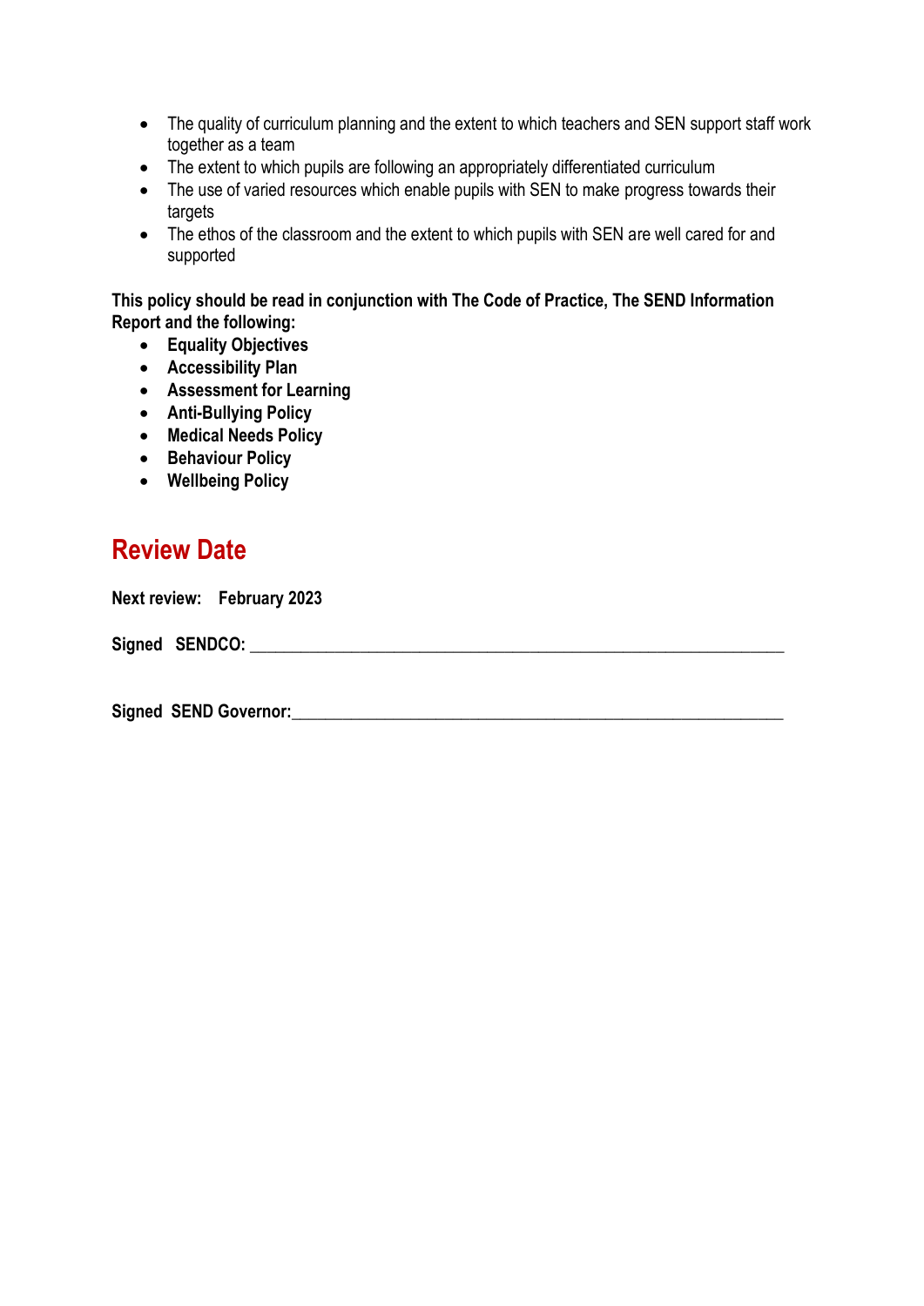- The quality of curriculum planning and the extent to which teachers and SEN support staff work together as a team
- The extent to which pupils are following an appropriately differentiated curriculum
- The use of varied resources which enable pupils with SEN to make progress towards their targets
- The ethos of the classroom and the extent to which pupils with SEN are well cared for and supported

**This policy should be read in conjunction with The Code of Practice, The SEND Information Report and the following:**

- **Equality Objectives**
- **Accessibility Plan**
- **Assessment for Learning**
- **Anti-Bullying Policy**
- **Medical Needs Policy**
- **Behaviour Policy**
- **Wellbeing Policy**

## Review Date

**Next review: February 2023**

**Signed SENDCO:** ____________________________________________________________

**Signed SEND Governor:**______________________________________________________